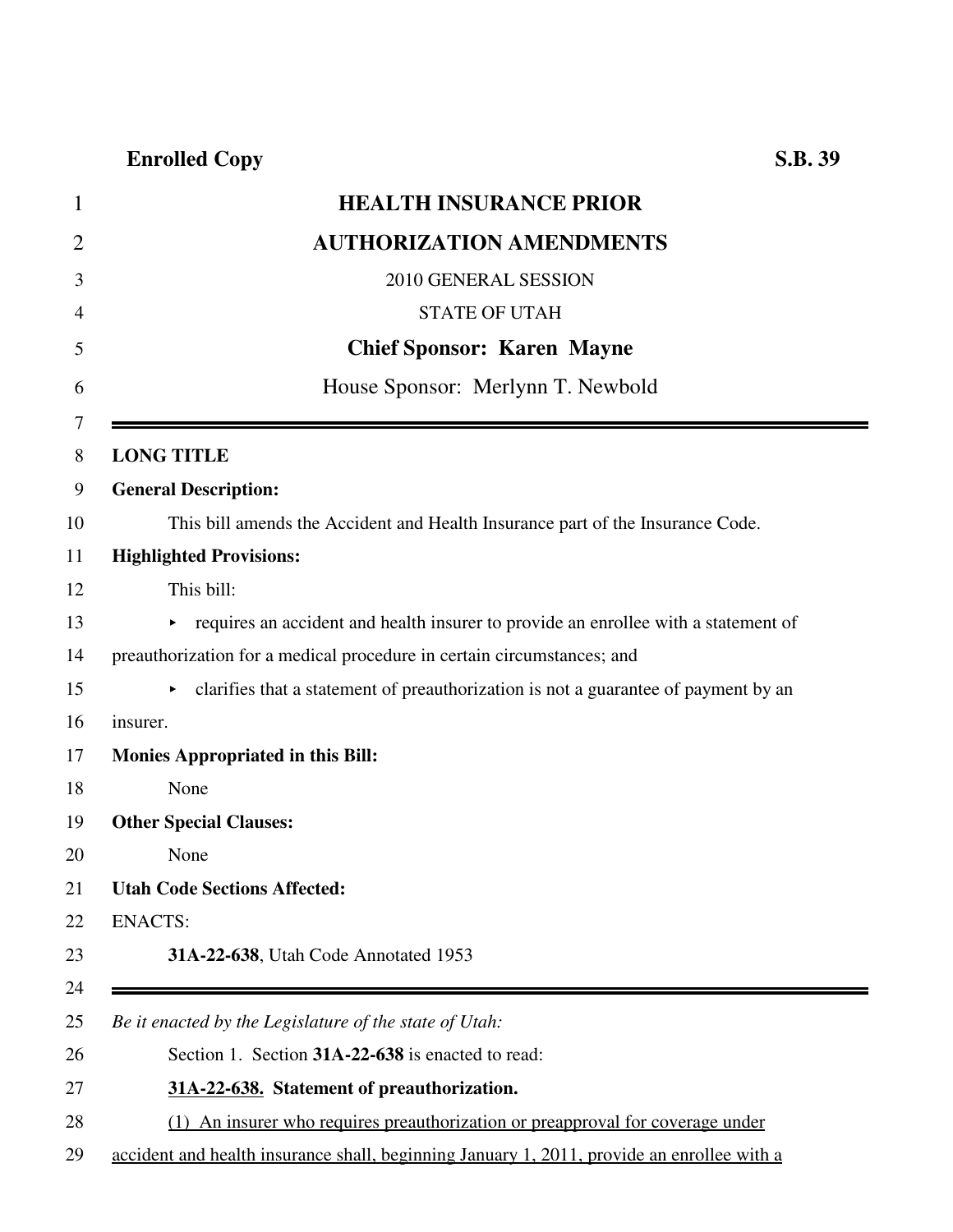**Enrolled Copy** **S.B. 39**

# HEALTH INSURANCE PRIOR AUTHORIZATION AMENDMENTS

2010 GENERAL SESSION

STATE OF UTAH

**Chief Sponsor: Karen Mayne**

House Sponsor: Merlynn T. Newbold

---

**LONG TITLE**

**General Description:**

This bill amends the Accident and Health Insurance part of the Insurance Code.

**Highlighted Provisions:**

This bill:

- requires an accident and health insurer to provide an enrollee with a statement of preauthorization for a medical procedure in certain circumstances; and
- clarifies that a statement of preauthorization is not a guarantee of payment by an insurer.

**Monies Appropriated in this Bill:**

None

**Other Special Clauses:**

None

**Utah Code Sections Affected:**

ENACTS:

**31A-22-638**, Utah Code Annotated 1953

---

*Be it enacted by the Legislature of the state of Utah:*

Section 1. Section **31A-22-638** is enacted to read:

**31A-22-638. Statement of preauthorization.**

(1) An insurer who requires preauthorization or preapproval for coverage under accident and health insurance shall, beginning January 1, 2011, provide an enrollee with a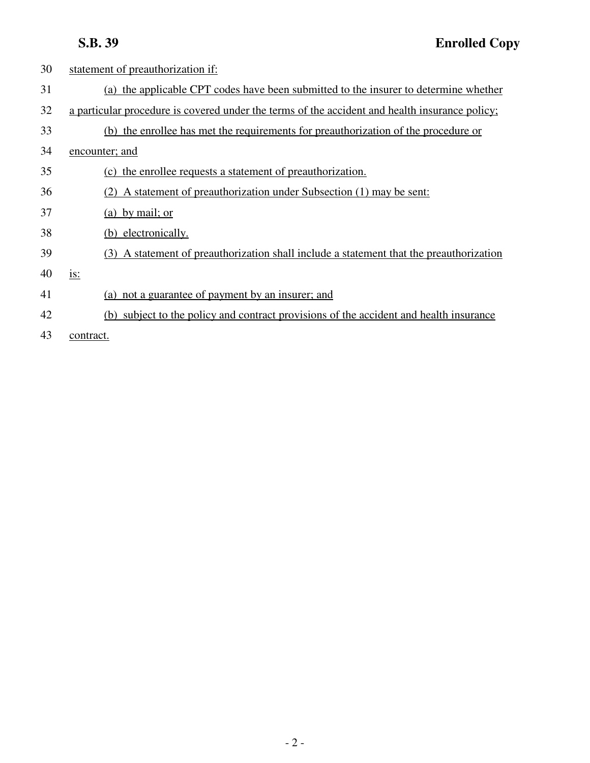statement of preauthorization if:

(a) the applicable CPT codes have been submitted to the insurer to determine whether a particular procedure is covered under the terms of the accident and health insurance policy;

(b) the enrollee has met the requirements for preauthorization of the procedure or encounter; and

(c) the enrollee requests a statement of preauthorization.

(2) A statement of preauthorization under Subsection (1) may be sent:

(a) by mail; or

(b) electronically.

(3) A statement of preauthorization shall include a statement that the preauthorization is:

(a) not a guarantee of payment by an insurer; and

(b) subject to the policy and contract provisions of the accident and health insurance contract.